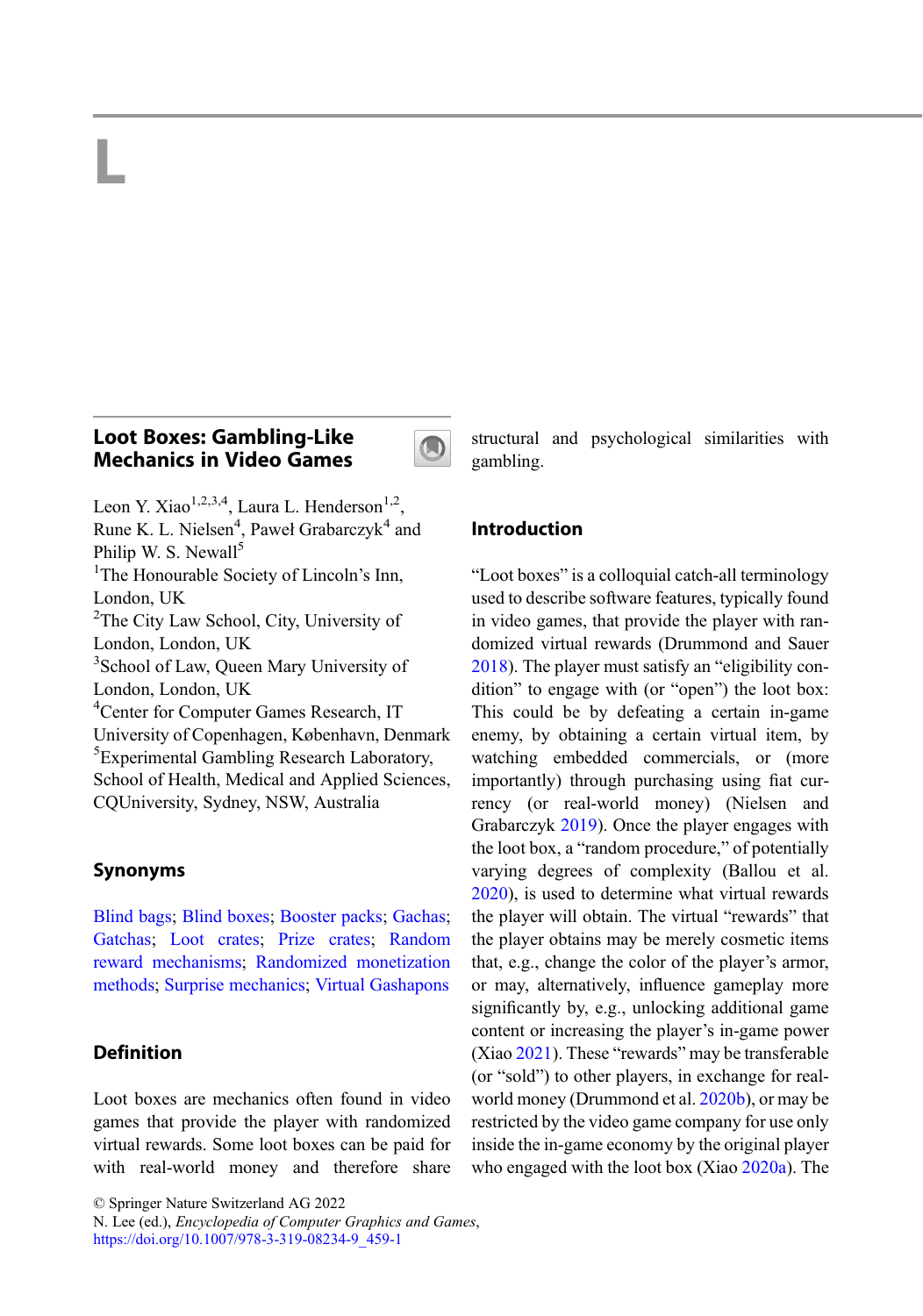L

## Loot Boxes: Gambling-Like Mechanics in Video Games

Leon Y. Xiao[1,2,3,4], Laura L. Henderson[1,2], Rune K. L. Nielsen[4], Paweł Grabarczyk[4] and Philip W. S. Newall[5]

[1]The Honourable Society of Lincoln's Inn, London, UK
[2]The City Law School, City, University of London, London, UK
[3]School of Law, Queen Mary University of London, London, UK
[4]Center for Computer Games Research, IT University of Copenhagen, København, Denmark
[5]Experimental Gambling Research Laboratory, School of Health, Medical and Applied Sciences, CQUniversity, Sydney, NSW, Australia

### Synonyms

Blind bags; Blind boxes; Booster packs; Gachas; Gatchas; Loot crates; Prize crates; Random reward mechanisms; Randomized monetization methods; Surprise mechanics; Virtual Gashapons

### Definition

Loot boxes are mechanics often found in video games that provide the player with randomized virtual rewards. Some loot boxes can be paid for with real-world money and therefore share structural and psychological similarities with gambling.

### Introduction

"Loot boxes" is a colloquial catch-all terminology used to describe software features, typically found in video games, that provide the player with randomized virtual rewards (Drummond and Sauer 2018). The player must satisfy an "eligibility condition" to engage with (or "open") the loot box: This could be by defeating a certain in-game enemy, by obtaining a certain virtual item, by watching embedded commercials, or (more importantly) through purchasing using fiat currency (or real-world money) (Nielsen and Grabarczyk 2019). Once the player engages with the loot box, a "random procedure," of potentially varying degrees of complexity (Ballou et al. 2020), is used to determine what virtual rewards the player will obtain. The virtual "rewards" that the player obtains may be merely cosmetic items that, e.g., change the color of the player's armor, or may, alternatively, influence gameplay more significantly by, e.g., unlocking additional game content or increasing the player's in-game power (Xiao 2021). These "rewards" may be transferable (or "sold") to other players, in exchange for real-world money (Drummond et al. 2020b), or may be restricted by the video game company for use only inside the in-game economy by the original player who engaged with the loot box (Xiao 2020a). The

© Springer Nature Switzerland AG 2022
N. Lee (ed.), *Encyclopedia of Computer Graphics and Games*,
https://doi.org/10.1007/978-3-319-08234-9_459-1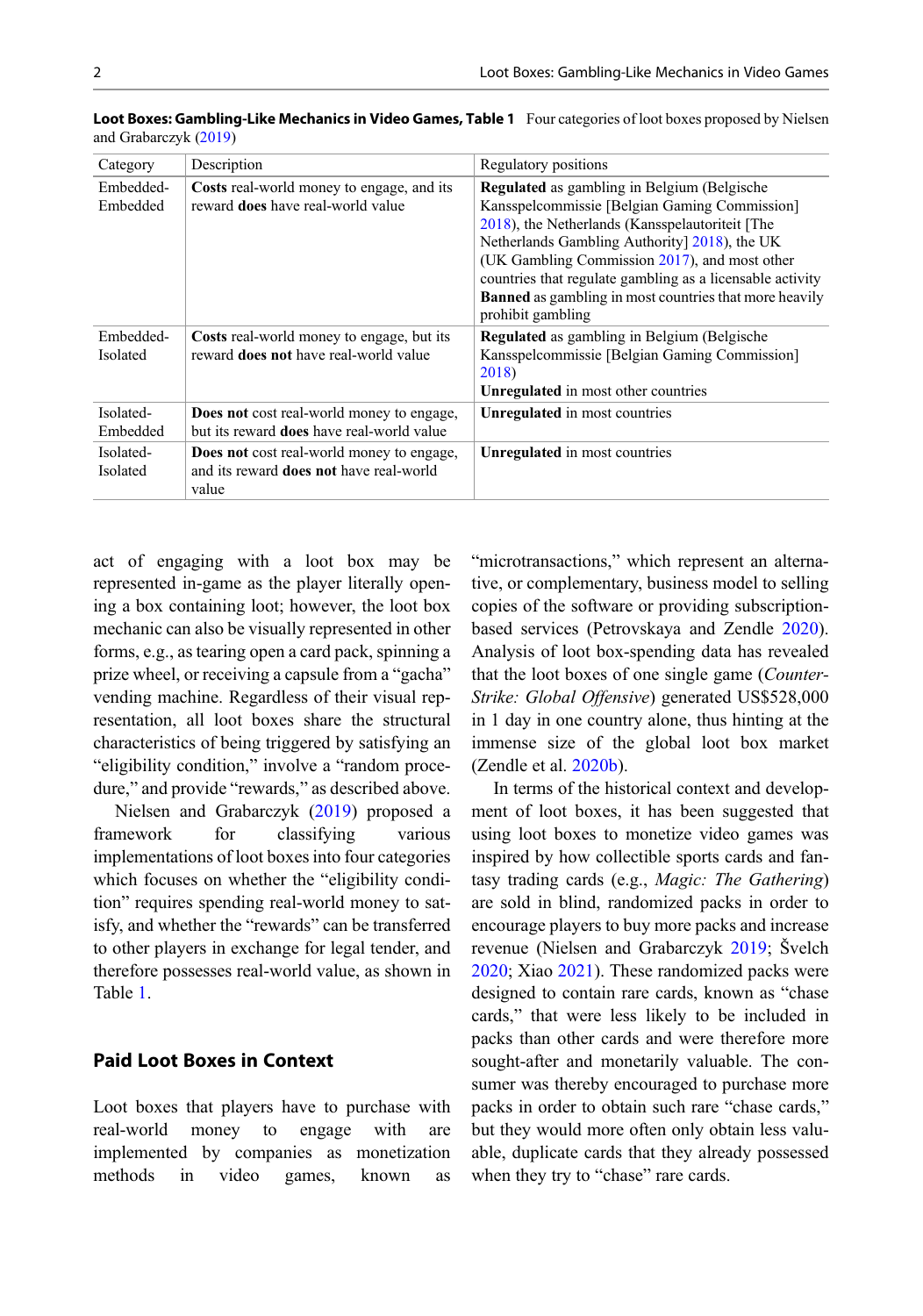**Loot Boxes: Gambling-Like Mechanics in Video Games, Table 1** Four categories of loot boxes proposed by Nielsen and Grabarczyk (2019)

| Category | Description | Regulatory positions |
|---|---|---|
| Embedded-Embedded | **Costs** real-world money to engage, and its reward **does** have real-world value | **Regulated** as gambling in Belgium (Belgische Kansspelcommissie [Belgian Gaming Commission] 2018), the Netherlands (Kansspelautoriteit [The Netherlands Gambling Authority] 2018), the UK (UK Gambling Commission 2017), and most other countries that regulate gambling as a licensable activity<br>**Banned** as gambling in most countries that more heavily prohibit gambling |
| Embedded-Isolated | **Costs** real-world money to engage, but its reward **does not** have real-world value | **Regulated** as gambling in Belgium (Belgische Kansspelcommissie [Belgian Gaming Commission] 2018)<br>**Unregulated** in most other countries |
| Isolated-Embedded | **Does not** cost real-world money to engage, but its reward **does** have real-world value | **Unregulated** in most countries |
| Isolated-Isolated | **Does not** cost real-world money to engage, and its reward **does not** have real-world value | **Unregulated** in most countries |

act of engaging with a loot box may be represented in-game as the player literally opening a box containing loot; however, the loot box mechanic can also be visually represented in other forms, e.g., as tearing open a card pack, spinning a prize wheel, or receiving a capsule from a "gacha" vending machine. Regardless of their visual representation, all loot boxes share the structural characteristics of being triggered by satisfying an "eligibility condition," involve a "random procedure," and provide "rewards," as described above.

Nielsen and Grabarczyk (2019) proposed a framework for classifying various implementations of loot boxes into four categories which focuses on whether the "eligibility condition" requires spending real-world money to satisfy, and whether the "rewards" can be transferred to other players in exchange for legal tender, and therefore possesses real-world value, as shown in Table 1.

## Paid Loot Boxes in Context

Loot boxes that players have to purchase with real-world money to engage with are implemented by companies as monetization methods in video games, known as "microtransactions," which represent an alternative, or complementary, business model to selling copies of the software or providing subscription-based services (Petrovskaya and Zendle 2020). Analysis of loot box-spending data has revealed that the loot boxes of one single game (*Counter-Strike: Global Offensive*) generated US$528,000 in 1 day in one country alone, thus hinting at the immense size of the global loot box market (Zendle et al. 2020b).

In terms of the historical context and development of loot boxes, it has been suggested that using loot boxes to monetize video games was inspired by how collectible sports cards and fantasy trading cards (e.g., *Magic: The Gathering*) are sold in blind, randomized packs in order to encourage players to buy more packs and increase revenue (Nielsen and Grabarczyk 2019; Švelch 2020; Xiao 2021). These randomized packs were designed to contain rare cards, known as "chase cards," that were less likely to be included in packs than other cards and were therefore more sought-after and monetarily valuable. The consumer was thereby encouraged to purchase more packs in order to obtain such rare "chase cards," but they would more often only obtain less valuable, duplicate cards that they already possessed when they try to "chase" rare cards.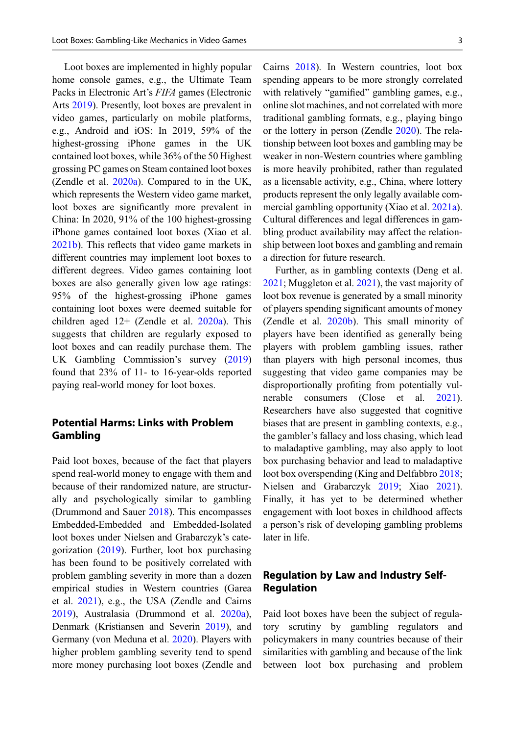Loot boxes are implemented in highly popular home console games, e.g., the Ultimate Team Packs in Electronic Art's *FIFA* games (Electronic Arts 2019). Presently, loot boxes are prevalent in video games, particularly on mobile platforms, e.g., Android and iOS: In 2019, 59% of the highest-grossing iPhone games in the UK contained loot boxes, while 36% of the 50 Highest grossing PC games on Steam contained loot boxes (Zendle et al. 2020a). Compared to in the UK, which represents the Western video game market, loot boxes are significantly more prevalent in China: In 2020, 91% of the 100 highest-grossing iPhone games contained loot boxes (Xiao et al. 2021b). This reflects that video game markets in different countries may implement loot boxes to different degrees. Video games containing loot boxes are also generally given low age ratings: 95% of the highest-grossing iPhone games containing loot boxes were deemed suitable for children aged 12+ (Zendle et al. 2020a). This suggests that children are regularly exposed to loot boxes and can readily purchase them. The UK Gambling Commission's survey (2019) found that 23% of 11- to 16-year-olds reported paying real-world money for loot boxes.

## Potential Harms: Links with Problem Gambling

Paid loot boxes, because of the fact that players spend real-world money to engage with them and because of their randomized nature, are structurally and psychologically similar to gambling (Drummond and Sauer 2018). This encompasses Embedded-Embedded and Embedded-Isolated loot boxes under Nielsen and Grabarczyk's categorization (2019). Further, loot box purchasing has been found to be positively correlated with problem gambling severity in more than a dozen empirical studies in Western countries (Garea et al. 2021), e.g., the USA (Zendle and Cairns 2019), Australasia (Drummond et al. 2020a), Denmark (Kristiansen and Severin 2019), and Germany (von Meduna et al. 2020). Players with higher problem gambling severity tend to spend more money purchasing loot boxes (Zendle and Cairns 2018). In Western countries, loot box spending appears to be more strongly correlated with relatively "gamified" gambling games, e.g., online slot machines, and not correlated with more traditional gambling formats, e.g., playing bingo or the lottery in person (Zendle 2020). The relationship between loot boxes and gambling may be weaker in non-Western countries where gambling is more heavily prohibited, rather than regulated as a licensable activity, e.g., China, where lottery products represent the only legally available commercial gambling opportunity (Xiao et al. 2021a). Cultural differences and legal differences in gambling product availability may affect the relationship between loot boxes and gambling and remain a direction for future research.

Further, as in gambling contexts (Deng et al. 2021; Muggleton et al. 2021), the vast majority of loot box revenue is generated by a small minority of players spending significant amounts of money (Zendle et al. 2020b). This small minority of players have been identified as generally being players with problem gambling issues, rather than players with high personal incomes, thus suggesting that video game companies may be disproportionally profiting from potentially vulnerable consumers (Close et al. 2021). Researchers have also suggested that cognitive biases that are present in gambling contexts, e.g., the gambler's fallacy and loss chasing, which lead to maladaptive gambling, may also apply to loot box purchasing behavior and lead to maladaptive loot box overspending (King and Delfabbro 2018; Nielsen and Grabarczyk 2019; Xiao 2021). Finally, it has yet to be determined whether engagement with loot boxes in childhood affects a person's risk of developing gambling problems later in life.

## Regulation by Law and Industry Self-Regulation

Paid loot boxes have been the subject of regulatory scrutiny by gambling regulators and policymakers in many countries because of their similarities with gambling and because of the link between loot box purchasing and problem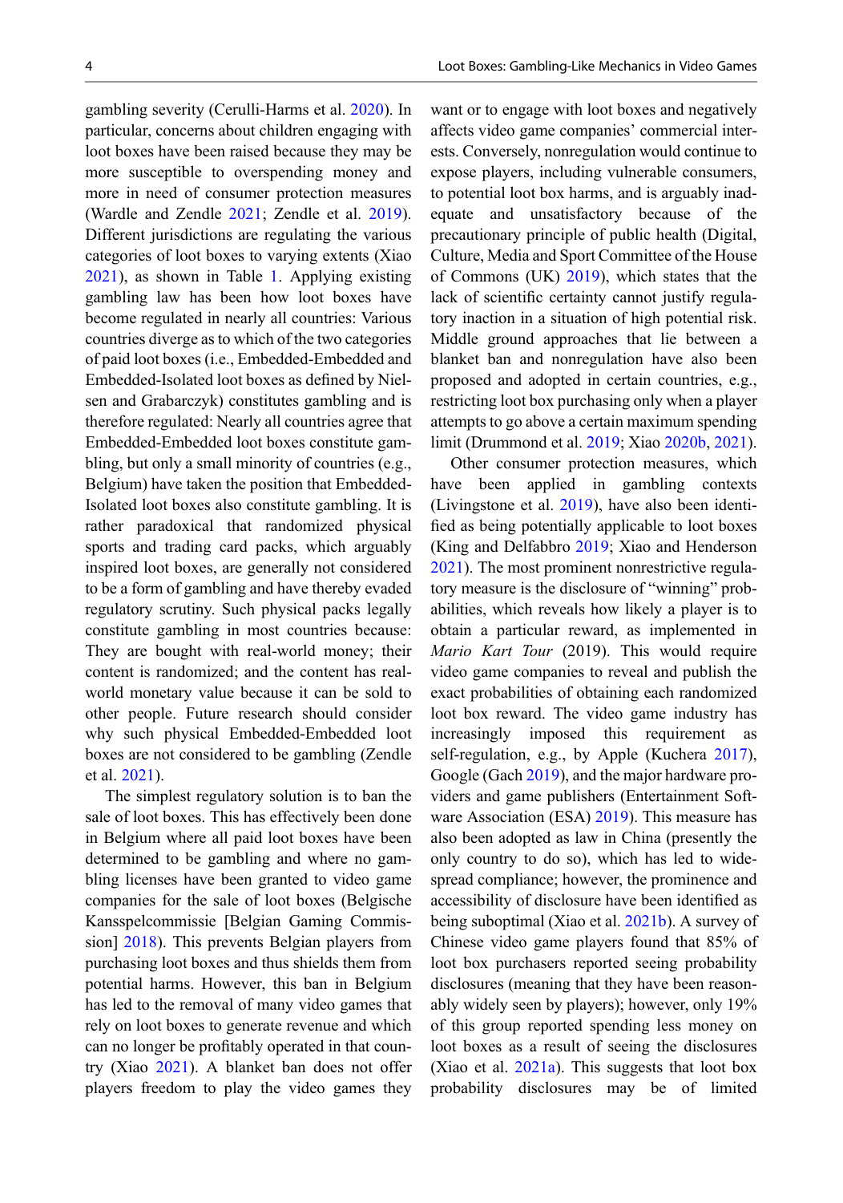gambling severity (Cerulli-Harms et al. 2020). In particular, concerns about children engaging with loot boxes have been raised because they may be more susceptible to overspending money and more in need of consumer protection measures (Wardle and Zendle 2021; Zendle et al. 2019). Different jurisdictions are regulating the various categories of loot boxes to varying extents (Xiao 2021), as shown in Table 1. Applying existing gambling law has been how loot boxes have become regulated in nearly all countries: Various countries diverge as to which of the two categories of paid loot boxes (i.e., Embedded-Embedded and Embedded-Isolated loot boxes as defined by Nielsen and Grabarczyk) constitutes gambling and is therefore regulated: Nearly all countries agree that Embedded-Embedded loot boxes constitute gambling, but only a small minority of countries (e.g., Belgium) have taken the position that Embedded-Isolated loot boxes also constitute gambling. It is rather paradoxical that randomized physical sports and trading card packs, which arguably inspired loot boxes, are generally not considered to be a form of gambling and have thereby evaded regulatory scrutiny. Such physical packs legally constitute gambling in most countries because: They are bought with real-world money; their content is randomized; and the content has real-world monetary value because it can be sold to other people. Future research should consider why such physical Embedded-Embedded loot boxes are not considered to be gambling (Zendle et al. 2021).

The simplest regulatory solution is to ban the sale of loot boxes. This has effectively been done in Belgium where all paid loot boxes have been determined to be gambling and where no gambling licenses have been granted to video game companies for the sale of loot boxes (Belgische Kansspelcommissie [Belgian Gaming Commission] 2018). This prevents Belgian players from purchasing loot boxes and thus shields them from potential harms. However, this ban in Belgium has led to the removal of many video games that rely on loot boxes to generate revenue and which can no longer be profitably operated in that country (Xiao 2021). A blanket ban does not offer players freedom to play the video games they want or to engage with loot boxes and negatively affects video game companies' commercial interests. Conversely, nonregulation would continue to expose players, including vulnerable consumers, to potential loot box harms, and is arguably inadequate and unsatisfactory because of the precautionary principle of public health (Digital, Culture, Media and Sport Committee of the House of Commons (UK) 2019), which states that the lack of scientific certainty cannot justify regulatory inaction in a situation of high potential risk. Middle ground approaches that lie between a blanket ban and nonregulation have also been proposed and adopted in certain countries, e.g., restricting loot box purchasing only when a player attempts to go above a certain maximum spending limit (Drummond et al. 2019; Xiao 2020b, 2021).

Other consumer protection measures, which have been applied in gambling contexts (Livingstone et al. 2019), have also been identified as being potentially applicable to loot boxes (King and Delfabbro 2019; Xiao and Henderson 2021). The most prominent nonrestrictive regulatory measure is the disclosure of "winning" probabilities, which reveals how likely a player is to obtain a particular reward, as implemented in *Mario Kart Tour* (2019). This would require video game companies to reveal and publish the exact probabilities of obtaining each randomized loot box reward. The video game industry has increasingly imposed this requirement as self-regulation, e.g., by Apple (Kuchera 2017), Google (Gach 2019), and the major hardware providers and game publishers (Entertainment Software Association (ESA) 2019). This measure has also been adopted as law in China (presently the only country to do so), which has led to widespread compliance; however, the prominence and accessibility of disclosure have been identified as being suboptimal (Xiao et al. 2021b). A survey of Chinese video game players found that 85% of loot box purchasers reported seeing probability disclosures (meaning that they have been reasonably widely seen by players); however, only 19% of this group reported spending less money on loot boxes as a result of seeing the disclosures (Xiao et al. 2021a). This suggests that loot box probability disclosures may be of limited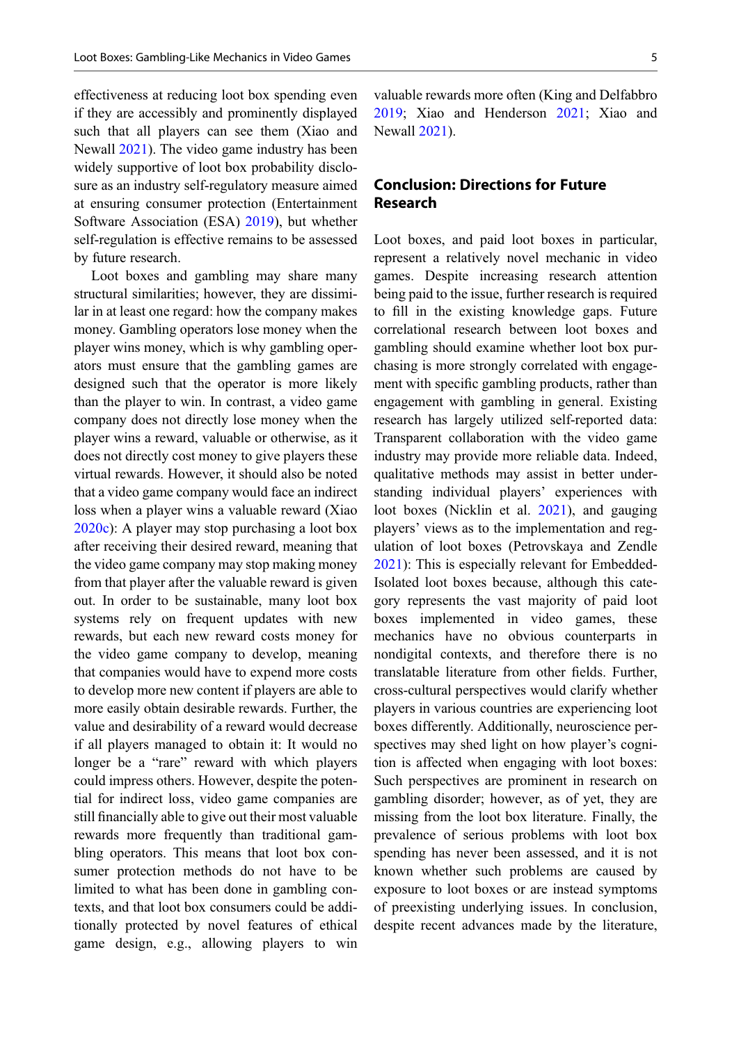effectiveness at reducing loot box spending even if they are accessibly and prominently displayed such that all players can see them (Xiao and Newall 2021). The video game industry has been widely supportive of loot box probability disclosure as an industry self-regulatory measure aimed at ensuring consumer protection (Entertainment Software Association (ESA) 2019), but whether self-regulation is effective remains to be assessed by future research.

Loot boxes and gambling may share many structural similarities; however, they are dissimilar in at least one regard: how the company makes money. Gambling operators lose money when the player wins money, which is why gambling operators must ensure that the gambling games are designed such that the operator is more likely than the player to win. In contrast, a video game company does not directly lose money when the player wins a reward, valuable or otherwise, as it does not directly cost money to give players these virtual rewards. However, it should also be noted that a video game company would face an indirect loss when a player wins a valuable reward (Xiao 2020c): A player may stop purchasing a loot box after receiving their desired reward, meaning that the video game company may stop making money from that player after the valuable reward is given out. In order to be sustainable, many loot box systems rely on frequent updates with new rewards, but each new reward costs money for the video game company to develop, meaning that companies would have to expend more costs to develop more new content if players are able to more easily obtain desirable rewards. Further, the value and desirability of a reward would decrease if all players managed to obtain it: It would no longer be a "rare" reward with which players could impress others. However, despite the potential for indirect loss, video game companies are still financially able to give out their most valuable rewards more frequently than traditional gambling operators. This means that loot box consumer protection methods do not have to be limited to what has been done in gambling contexts, and that loot box consumers could be additionally protected by novel features of ethical game design, e.g., allowing players to win valuable rewards more often (King and Delfabbro 2019; Xiao and Henderson 2021; Xiao and Newall 2021).

## Conclusion: Directions for Future Research

Loot boxes, and paid loot boxes in particular, represent a relatively novel mechanic in video games. Despite increasing research attention being paid to the issue, further research is required to fill in the existing knowledge gaps. Future correlational research between loot boxes and gambling should examine whether loot box purchasing is more strongly correlated with engagement with specific gambling products, rather than engagement with gambling in general. Existing research has largely utilized self-reported data: Transparent collaboration with the video game industry may provide more reliable data. Indeed, qualitative methods may assist in better understanding individual players' experiences with loot boxes (Nicklin et al. 2021), and gauging players' views as to the implementation and regulation of loot boxes (Petrovskaya and Zendle 2021): This is especially relevant for Embedded-Isolated loot boxes because, although this category represents the vast majority of paid loot boxes implemented in video games, these mechanics have no obvious counterparts in nondigital contexts, and therefore there is no translatable literature from other fields. Further, cross-cultural perspectives would clarify whether players in various countries are experiencing loot boxes differently. Additionally, neuroscience perspectives may shed light on how player's cognition is affected when engaging with loot boxes: Such perspectives are prominent in research on gambling disorder; however, as of yet, they are missing from the loot box literature. Finally, the prevalence of serious problems with loot box spending has never been assessed, and it is not known whether such problems are caused by exposure to loot boxes or are instead symptoms of preexisting underlying issues. In conclusion, despite recent advances made by the literature,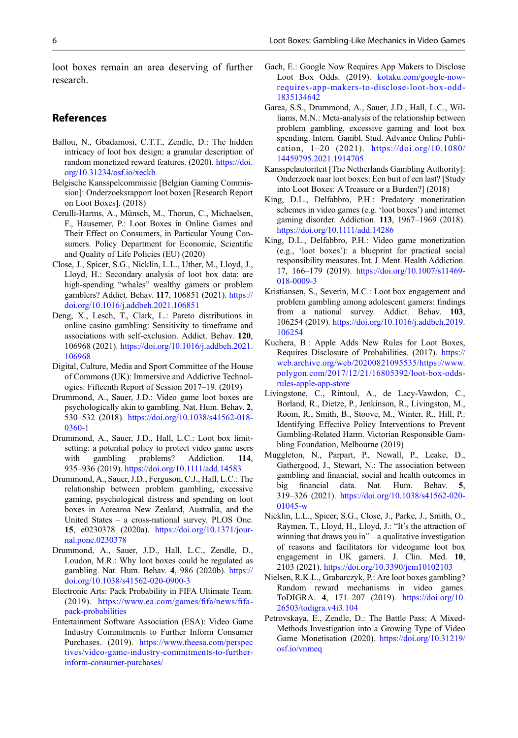loot boxes remain an area deserving of further research.

## References

Ballou, N., Gbadamosi, C.T.T., Zendle, D.: The hidden intricacy of loot box design: a granular description of random monetized reward features. (2020). https://doi.org/10.31234/osf.io/xeckb

Belgische Kansspelcommissie [Belgian Gaming Commission]: Onderzoeksrapport loot boxen [Research Report on Loot Boxes]. (2018)

Cerulli-Harms, A., Münsch, M., Thorun, C., Michaelsen, F., Hausemer, P.: Loot Boxes in Online Games and Their Effect on Consumers, in Particular Young Consumers. Policy Department for Economic, Scientific and Quality of Life Policies (EU) (2020)

Close, J., Spicer, S.G., Nicklin, L.L., Uther, M., Lloyd, J., Lloyd, H.: Secondary analysis of loot box data: are high-spending "whales" wealthy gamers or problem gamblers? Addict. Behav. **117**, 106851 (2021). https://doi.org/10.1016/j.addbeh.2021.106851

Deng, X., Lesch, T., Clark, L.: Pareto distributions in online casino gambling: Sensitivity to timeframe and associations with self-exclusion. Addict. Behav. **120**, 106968 (2021). https://doi.org/10.1016/j.addbeh.2021.106968

Digital, Culture, Media and Sport Committee of the House of Commons (UK): Immersive and Addictive Technologies: Fifteenth Report of Session 2017–19. (2019)

Drummond, A., Sauer, J.D.: Video game loot boxes are psychologically akin to gambling. Nat. Hum. Behav. **2**, 530–532 (2018). https://doi.org/10.1038/s41562-018-0360-1

Drummond, A., Sauer, J.D., Hall, L.C.: Loot box limit-setting: a potential policy to protect video game users with gambling problems? Addiction. **114**, 935–936 (2019). https://doi.org/10.1111/add.14583

Drummond, A., Sauer, J.D., Ferguson, C.J., Hall, L.C.: The relationship between problem gambling, excessive gaming, psychological distress and spending on loot boxes in Aotearoa New Zealand, Australia, and the United States – a cross-national survey. PLOS One. **15**, e0230378 (2020a). https://doi.org/10.1371/journal.pone.0230378

Drummond, A., Sauer, J.D., Hall, L.C., Zendle, D., Loudon, M.R.: Why loot boxes could be regulated as gambling. Nat. Hum. Behav. **4**, 986 (2020b). https://doi.org/10.1038/s41562-020-0900-3

Electronic Arts: Pack Probability in FIFA Ultimate Team. (2019). https://www.ea.com/games/fifa/news/fifa-pack-probabilities

Entertainment Software Association (ESA): Video Game Industry Commitments to Further Inform Consumer Purchases. (2019). https://www.theesa.com/perspectives/video-game-industry-commitments-to-further-inform-consumer-purchases/

Gach, E.: Google Now Requires App Makers to Disclose Loot Box Odds. (2019). kotaku.com/google-now-requires-app-makers-to-disclose-loot-box-odd-1835134642

Garea, S.S., Drummond, A., Sauer, J.D., Hall, L.C., Williams, M.N.: Meta-analysis of the relationship between problem gambling, excessive gaming and loot box spending. Intern. Gambl. Stud. Advance Online Publication, 1–20 (2021). https://doi.org/10.1080/14459795.2021.1914705

Kansspelautoriteit [The Netherlands Gambling Authority]: Onderzoek naar loot boxes: Een buit of een last? [Study into Loot Boxes: A Treasure or a Burden?] (2018)

King, D.L., Delfabbro, P.H.: Predatory monetization schemes in video games (e.g. 'loot boxes') and internet gaming disorder. Addiction. **113**, 1967–1969 (2018). https://doi.org/10.1111/add.14286

King, D.L., Delfabbro, P.H.: Video game monetization (e.g., 'loot boxes'): a blueprint for practical social responsibility measures. Int. J. Ment. Health Addiction. 17, 166–179 (2019). https://doi.org/10.1007/s11469-018-0009-3

Kristiansen, S., Severin, M.C.: Loot box engagement and problem gambling among adolescent gamers: findings from a national survey. Addict. Behav. **103**, 106254 (2019). https://doi.org/10.1016/j.addbeh.2019.106254

Kuchera, B.: Apple Adds New Rules for Loot Boxes, Requires Disclosure of Probabilities. (2017). https://web.archive.org/web/20200821095535/https://www.polygon.com/2017/12/21/16805392/loot-box-odds-rules-apple-app-store

Livingstone, C., Rintoul, A., de Lacy-Vawdon, C., Borland, R., Dietze, P., Jenkinson, R., Livingston, M., Room, R., Smith, B., Stoove, M., Winter, R., Hill, P.: Identifying Effective Policy Interventions to Prevent Gambling-Related Harm. Victorian Responsible Gambling Foundation, Melbourne (2019)

Muggleton, N., Parpart, P., Newall, P., Leake, D., Gathergood, J., Stewart, N.: The association between gambling and financial, social and health outcomes in big financial data. Nat. Hum. Behav. **5**, 319–326 (2021). https://doi.org/10.1038/s41562-020-01045-w

Nicklin, L.L., Spicer, S.G., Close, J., Parke, J., Smith, O., Raymen, T., Lloyd, H., Lloyd, J.: "It's the attraction of winning that draws you in" – a qualitative investigation of reasons and facilitators for videogame loot box engagement in UK gamers. J. Clin. Med. **10**, 2103 (2021). https://doi.org/10.3390/jcm10102103

Nielsen, R.K.L., Grabarczyk, P.: Are loot boxes gambling? Random reward mechanisms in video games. ToDIGRA. **4**, 171–207 (2019). https://doi.org/10.26503/todigra.v4i3.104

Petrovskaya, E., Zendle, D.: The Battle Pass: A Mixed-Methods Investigation into a Growing Type of Video Game Monetisation (2020). https://doi.org/10.31219/osf.io/vnmeq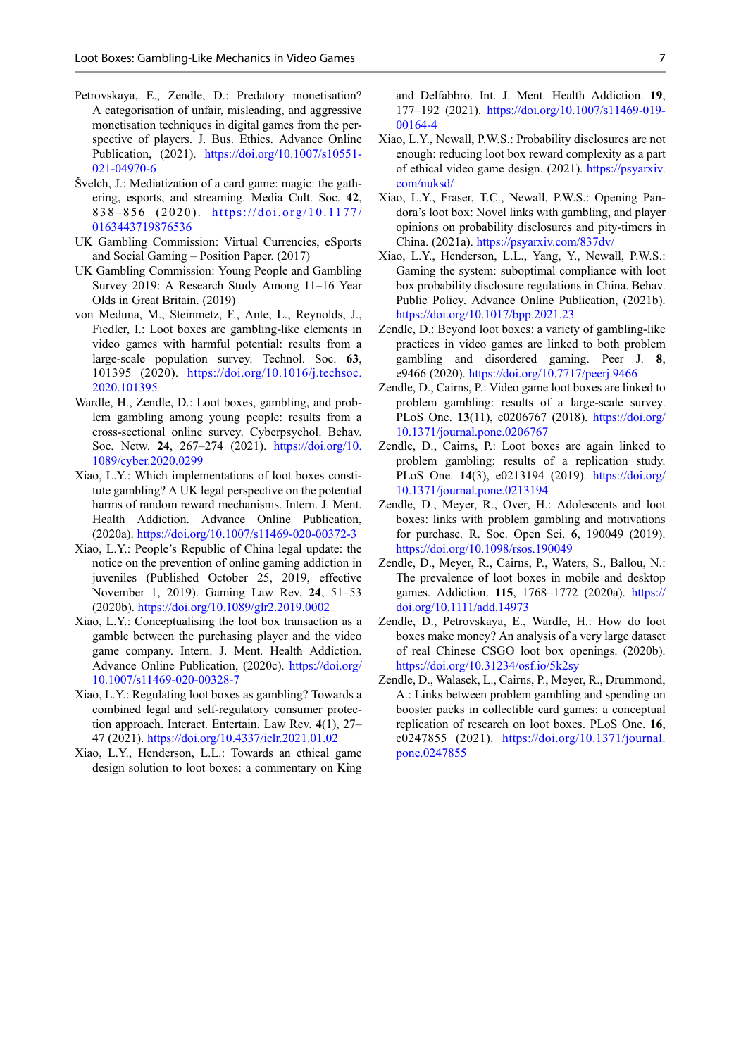Petrovskaya, E., Zendle, D.: Predatory monetisation? A categorisation of unfair, misleading, and aggressive monetisation techniques in digital games from the perspective of players. J. Bus. Ethics. Advance Online Publication, (2021). https://doi.org/10.1007/s10551-021-04970-6

Švelch, J.: Mediatization of a card game: magic: the gathering, esports, and streaming. Media Cult. Soc. **42**, 838–856 (2020). https://doi.org/10.1177/0163443719876536

UK Gambling Commission: Virtual Currencies, eSports and Social Gaming – Position Paper. (2017)

UK Gambling Commission: Young People and Gambling Survey 2019: A Research Study Among 11–16 Year Olds in Great Britain. (2019)

von Meduna, M., Steinmetz, F., Ante, L., Reynolds, J., Fiedler, I.: Loot boxes are gambling-like elements in video games with harmful potential: results from a large-scale population survey. Technol. Soc. **63**, 101395 (2020). https://doi.org/10.1016/j.techsoc.2020.101395

Wardle, H., Zendle, D.: Loot boxes, gambling, and problem gambling among young people: results from a cross-sectional online survey. Cyberpsychol. Behav. Soc. Netw. **24**, 267–274 (2021). https://doi.org/10.1089/cyber.2020.0299

Xiao, L.Y.: Which implementations of loot boxes constitute gambling? A UK legal perspective on the potential harms of random reward mechanisms. Intern. J. Ment. Health Addiction. Advance Online Publication, (2020a). https://doi.org/10.1007/s11469-020-00372-3

Xiao, L.Y.: People's Republic of China legal update: the notice on the prevention of online gaming addiction in juveniles (Published October 25, 2019, effective November 1, 2019). Gaming Law Rev. **24**, 51–53 (2020b). https://doi.org/10.1089/glr2.2019.0002

Xiao, L.Y.: Conceptualising the loot box transaction as a gamble between the purchasing player and the video game company. Intern. J. Ment. Health Addiction. Advance Online Publication, (2020c). https://doi.org/10.1007/s11469-020-00328-7

Xiao, L.Y.: Regulating loot boxes as gambling? Towards a combined legal and self-regulatory consumer protection approach. Interact. Entertain. Law Rev. **4**(1), 27–47 (2021). https://doi.org/10.4337/ielr.2021.01.02

Xiao, L.Y., Henderson, L.L.: Towards an ethical game design solution to loot boxes: a commentary on King and Delfabbro. Int. J. Ment. Health Addiction. **19**, 177–192 (2021). https://doi.org/10.1007/s11469-019-00164-4

Xiao, L.Y., Newall, P.W.S.: Probability disclosures are not enough: reducing loot box reward complexity as a part of ethical video game design. (2021). https://psyarxiv.com/nuksd/

Xiao, L.Y., Fraser, T.C., Newall, P.W.S.: Opening Pandora's loot box: Novel links with gambling, and player opinions on probability disclosures and pity-timers in China. (2021a). https://psyarxiv.com/837dv/

Xiao, L.Y., Henderson, L.L., Yang, Y., Newall, P.W.S.: Gaming the system: suboptimal compliance with loot box probability disclosure regulations in China. Behav. Public Policy. Advance Online Publication, (2021b). https://doi.org/10.1017/bpp.2021.23

Zendle, D.: Beyond loot boxes: a variety of gambling-like practices in video games are linked to both problem gambling and disordered gaming. Peer J. **8**, e9466 (2020). https://doi.org/10.7717/peerj.9466

Zendle, D., Cairns, P.: Video game loot boxes are linked to problem gambling: results of a large-scale survey. PLoS One. **13**(11), e0206767 (2018). https://doi.org/10.1371/journal.pone.0206767

Zendle, D., Cairns, P.: Loot boxes are again linked to problem gambling: results of a replication study. PLoS One. **14**(3), e0213194 (2019). https://doi.org/10.1371/journal.pone.0213194

Zendle, D., Meyer, R., Over, H.: Adolescents and loot boxes: links with problem gambling and motivations for purchase. R. Soc. Open Sci. **6**, 190049 (2019). https://doi.org/10.1098/rsos.190049

Zendle, D., Meyer, R., Cairns, P., Waters, S., Ballou, N.: The prevalence of loot boxes in mobile and desktop games. Addiction. **115**, 1768–1772 (2020a). https://doi.org/10.1111/add.14973

Zendle, D., Petrovskaya, E., Wardle, H.: How do loot boxes make money? An analysis of a very large dataset of real Chinese CSGO loot box openings. (2020b). https://doi.org/10.31234/osf.io/5k2sy

Zendle, D., Walasek, L., Cairns, P., Meyer, R., Drummond, A.: Links between problem gambling and spending on booster packs in collectible card games: a conceptual replication of research on loot boxes. PLoS One. **16**, e0247855 (2021). https://doi.org/10.1371/journal.pone.0247855